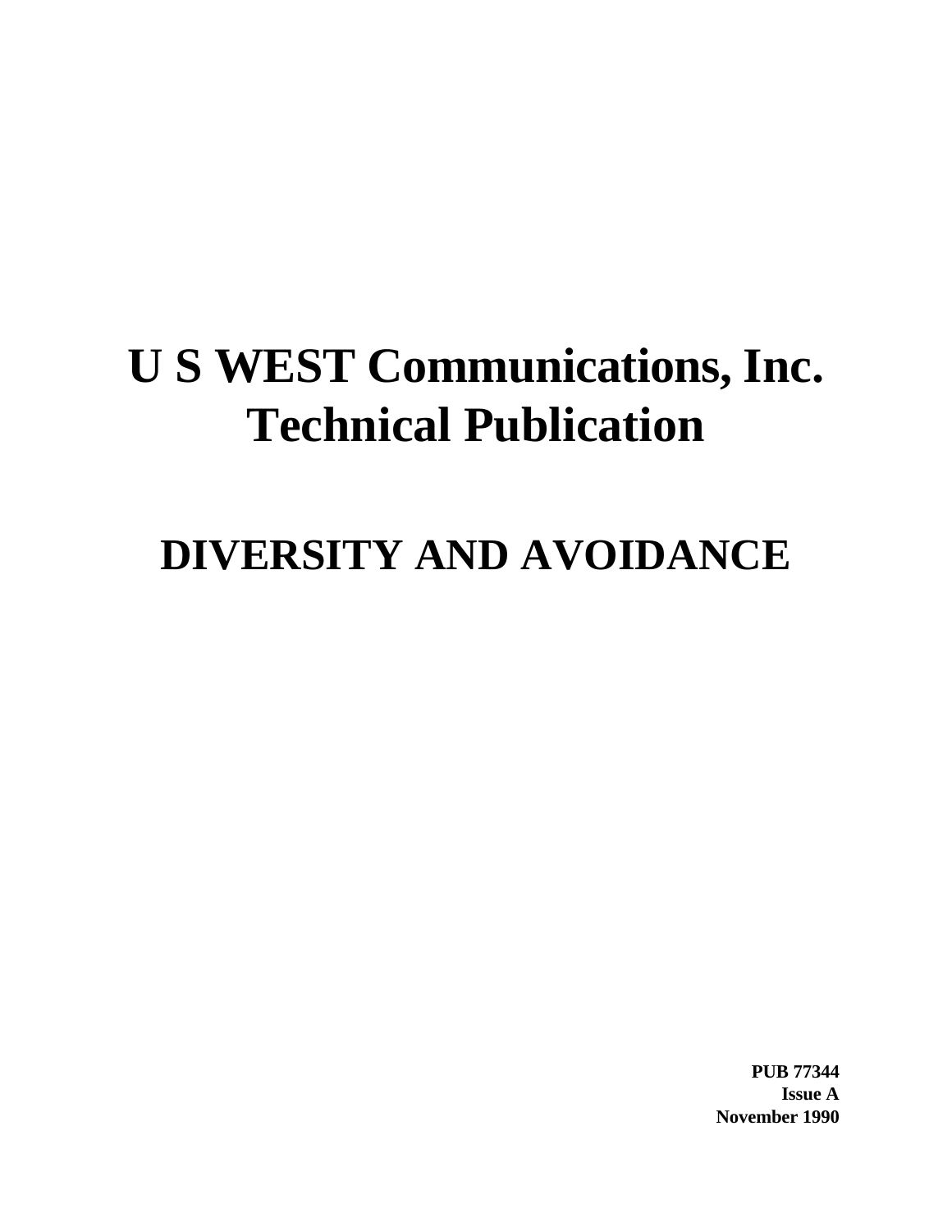# U S WEST Communications, Inc.
# Technical Publication

## DIVERSITY AND AVOIDANCE

**PUB 77344**
**Issue A**
**November 1990**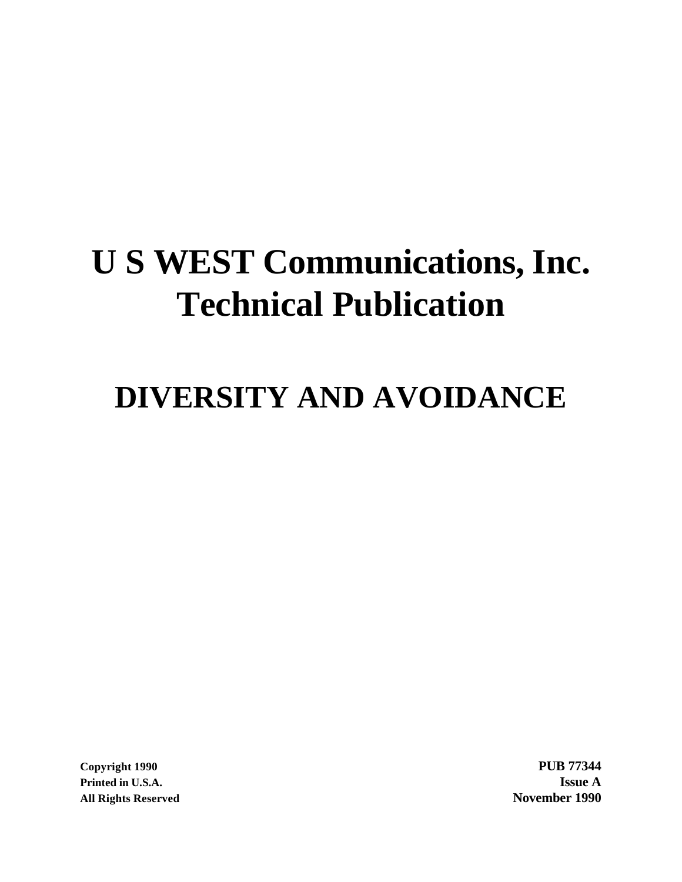# U S WEST Communications, Inc. Technical Publication

# DIVERSITY AND AVOIDANCE

**Copyright 1990**
**Printed in U.S.A.**
**All Rights Reserved**

**PUB 77344**
**Issue A**
**November 1990**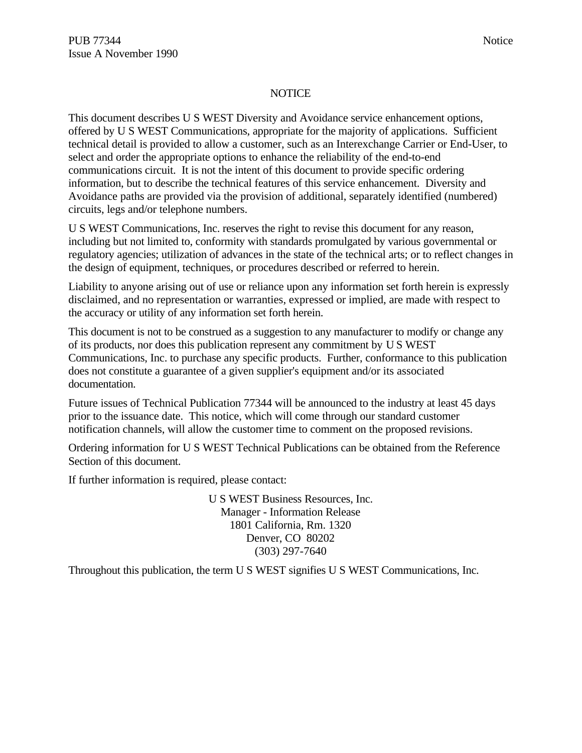# NOTICE

This document describes U S WEST Diversity and Avoidance service enhancement options, offered by U S WEST Communications, appropriate for the majority of applications. Sufficient technical detail is provided to allow a customer, such as an Interexchange Carrier or End-User, to select and order the appropriate options to enhance the reliability of the end-to-end communications circuit. It is not the intent of this document to provide specific ordering information, but to describe the technical features of this service enhancement. Diversity and Avoidance paths are provided via the provision of additional, separately identified (numbered) circuits, legs and/or telephone numbers.

U S WEST Communications, Inc. reserves the right to revise this document for any reason, including but not limited to, conformity with standards promulgated by various governmental or regulatory agencies; utilization of advances in the state of the technical arts; or to reflect changes in the design of equipment, techniques, or procedures described or referred to herein.

Liability to anyone arising out of use or reliance upon any information set forth herein is expressly disclaimed, and no representation or warranties, expressed or implied, are made with respect to the accuracy or utility of any information set forth herein.

This document is not to be construed as a suggestion to any manufacturer to modify or change any of its products, nor does this publication represent any commitment by U S WEST Communications, Inc. to purchase any specific products. Further, conformance to this publication does not constitute a guarantee of a given supplier's equipment and/or its associated documentation.

Future issues of Technical Publication 77344 will be announced to the industry at least 45 days prior to the issuance date. This notice, which will come through our standard customer notification channels, will allow the customer time to comment on the proposed revisions.

Ordering information for U S WEST Technical Publications can be obtained from the Reference Section of this document.

If further information is required, please contact:

U S WEST Business Resources, Inc.
Manager - Information Release
1801 California, Rm. 1320
Denver, CO 80202
(303) 297-7640

Throughout this publication, the term U S WEST signifies U S WEST Communications, Inc.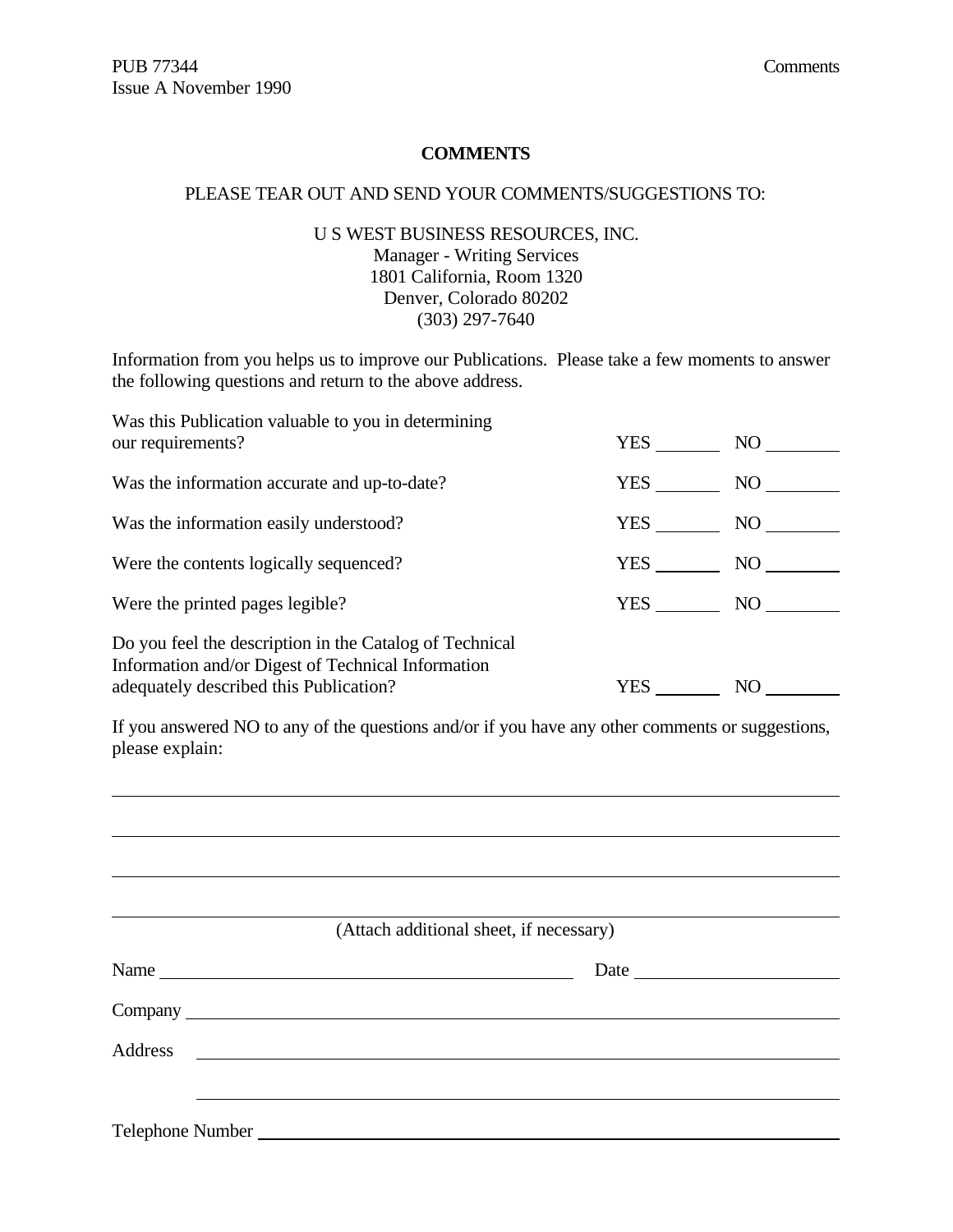## COMMENTS

PLEASE TEAR OUT AND SEND YOUR COMMENTS/SUGGESTIONS TO:

U S WEST BUSINESS RESOURCES, INC.
Manager - Writing Services
1801 California, Room 1320
Denver, Colorado 80202
(303) 297-7640

Information from you helps us to improve our Publications. Please take a few moments to answer the following questions and return to the above address.

| | | |
|---|---|---|
| Was this Publication valuable to you in determining our requirements? | YES _______ | NO ________ |
| Was the information accurate and up-to-date? | YES _______ | NO ________ |
| Was the information easily understood? | YES _______ | NO ________ |
| Were the contents logically sequenced? | YES _______ | NO ________ |
| Were the printed pages legible? | YES _______ | NO ________ |
| Do you feel the description in the Catalog of Technical Information and/or Digest of Technical Information adequately described this Publication? | YES _______ | NO ________ |

If you answered NO to any of the questions and/or if you have any other comments or suggestions, please explain:

________________________________________________________________________

________________________________________________________________________

________________________________________________________________________

________________________________________________________________________

(Attach additional sheet, if necessary)

Name ____________________________________________ Date ____________________

Company ________________________________________________________________

Address ________________________________________________________________

________________________________________________________________

Telephone Number ________________________________________________________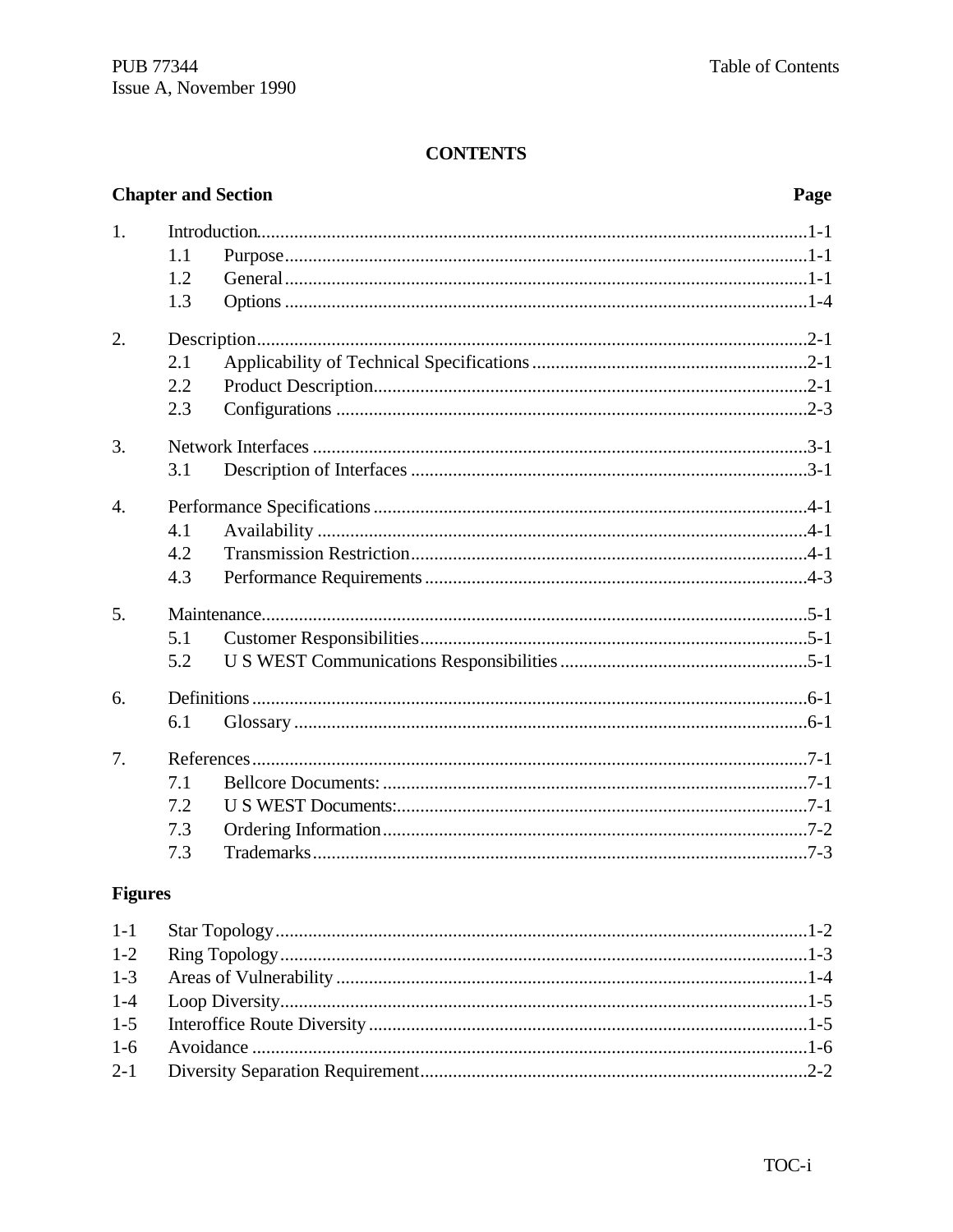## CONTENTS

| Chapter and Section | | Page |
|---|---|---|
| 1. | Introduction | 1-1 |
| | 1.1 Purpose | 1-1 |
| | 1.2 General | 1-1 |
| | 1.3 Options | 1-4 |
| 2. | Description | 2-1 |
| | 2.1 Applicability of Technical Specifications | 2-1 |
| | 2.2 Product Description | 2-1 |
| | 2.3 Configurations | 2-3 |
| 3. | Network Interfaces | 3-1 |
| | 3.1 Description of Interfaces | 3-1 |
| 4. | Performance Specifications | 4-1 |
| | 4.1 Availability | 4-1 |
| | 4.2 Transmission Restriction | 4-1 |
| | 4.3 Performance Requirements | 4-3 |
| 5. | Maintenance | 5-1 |
| | 5.1 Customer Responsibilities | 5-1 |
| | 5.2 U S WEST Communications Responsibilities | 5-1 |
| 6. | Definitions | 6-1 |
| | 6.1 Glossary | 6-1 |
| 7. | References | 7-1 |
| | 7.1 Bellcore Documents: | 7-1 |
| | 7.2 U S WEST Documents: | 7-1 |
| | 7.3 Ordering Information | 7-2 |
| | 7.3 Trademarks | 7-3 |

### Figures

| | | |
|---|---|---|
| 1-1 | Star Topology | 1-2 |
| 1-2 | Ring Topology | 1-3 |
| 1-3 | Areas of Vulnerability | 1-4 |
| 1-4 | Loop Diversity | 1-5 |
| 1-5 | Interoffice Route Diversity | 1-5 |
| 1-6 | Avoidance | 1-6 |
| 2-1 | Diversity Separation Requirement | 2-2 |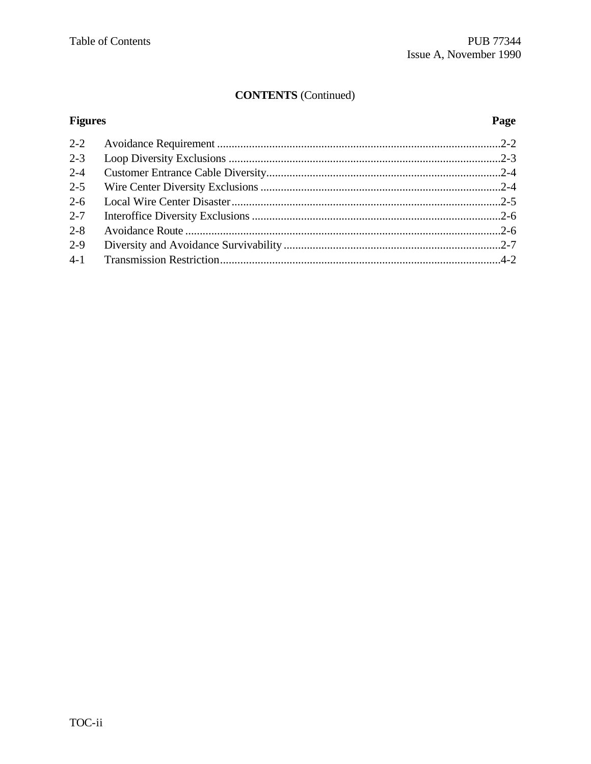## CONTENTS (Continued)

| Figures | | Page |
|---|---|---|
| 2-2 | Avoidance Requirement | 2-2 |
| 2-3 | Loop Diversity Exclusions | 2-3 |
| 2-4 | Customer Entrance Cable Diversity | 2-4 |
| 2-5 | Wire Center Diversity Exclusions | 2-4 |
| 2-6 | Local Wire Center Disaster | 2-5 |
| 2-7 | Interoffice Diversity Exclusions | 2-6 |
| 2-8 | Avoidance Route | 2-6 |
| 2-9 | Diversity and Avoidance Survivability | 2-7 |
| 4-1 | Transmission Restriction | 4-2 |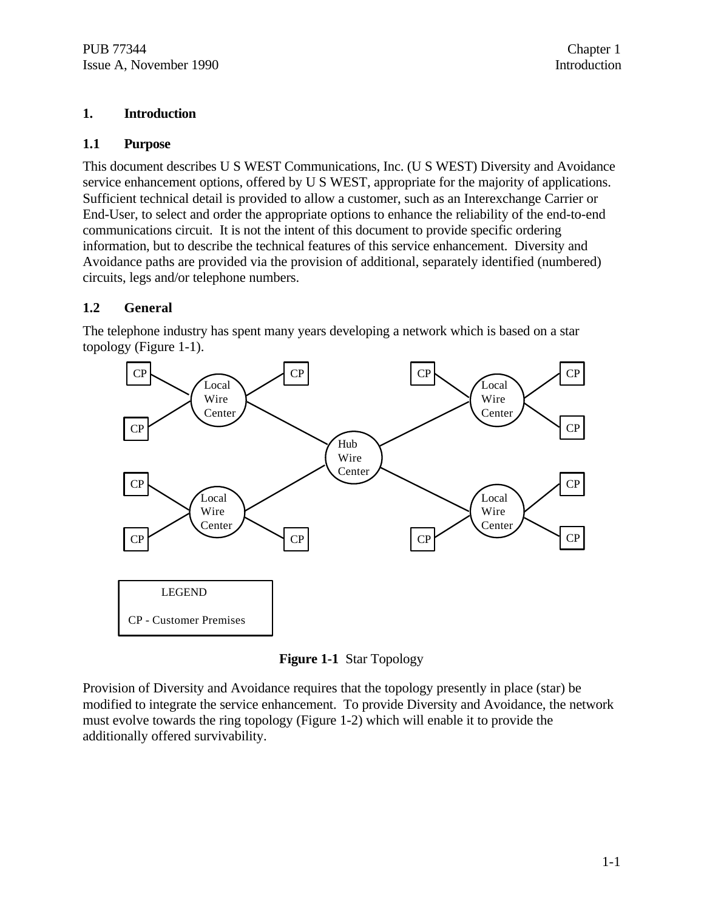# 1. Introduction

## 1.1 Purpose

This document describes U S WEST Communications, Inc. (U S WEST) Diversity and Avoidance service enhancement options, offered by U S WEST, appropriate for the majority of applications. Sufficient technical detail is provided to allow a customer, such as an Interexchange Carrier or End-User, to select and order the appropriate options to enhance the reliability of the end-to-end communications circuit. It is not the intent of this document to provide specific ordering information, but to describe the technical features of this service enhancement. Diversity and Avoidance paths are provided via the provision of additional, separately identified (numbered) circuits, legs and/or telephone numbers.

## 1.2 General

The telephone industry has spent many years developing a network which is based on a star topology (Figure 1-1).

LEGEND

CP - Customer Premises

**Figure 1-1** Star Topology

Provision of Diversity and Avoidance requires that the topology presently in place (star) be modified to integrate the service enhancement. To provide Diversity and Avoidance, the network must evolve towards the ring topology (Figure 1-2) which will enable it to provide the additionally offered survivability.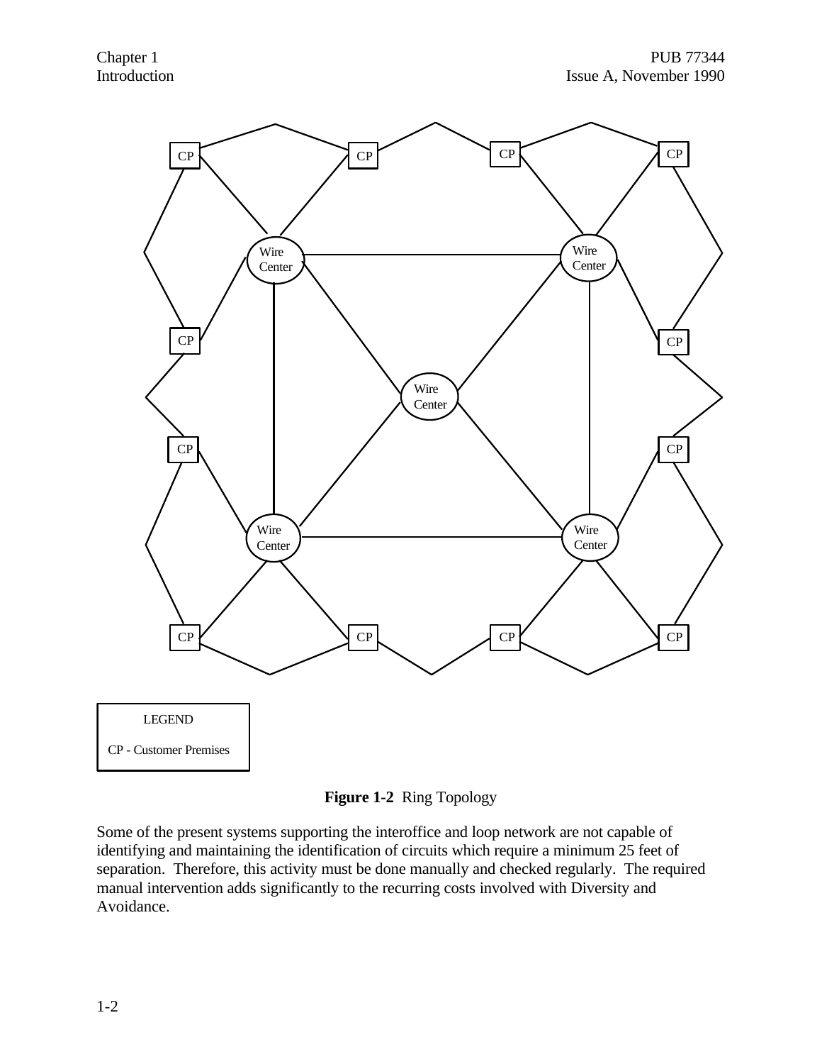LEGEND

CP - Customer Premises

**Figure 1-2** Ring Topology

Some of the present systems supporting the interoffice and loop network are not capable of identifying and maintaining the identification of circuits which require a minimum 25 feet of separation. Therefore, this activity must be done manually and checked regularly. The required manual intervention adds significantly to the recurring costs involved with Diversity and Avoidance.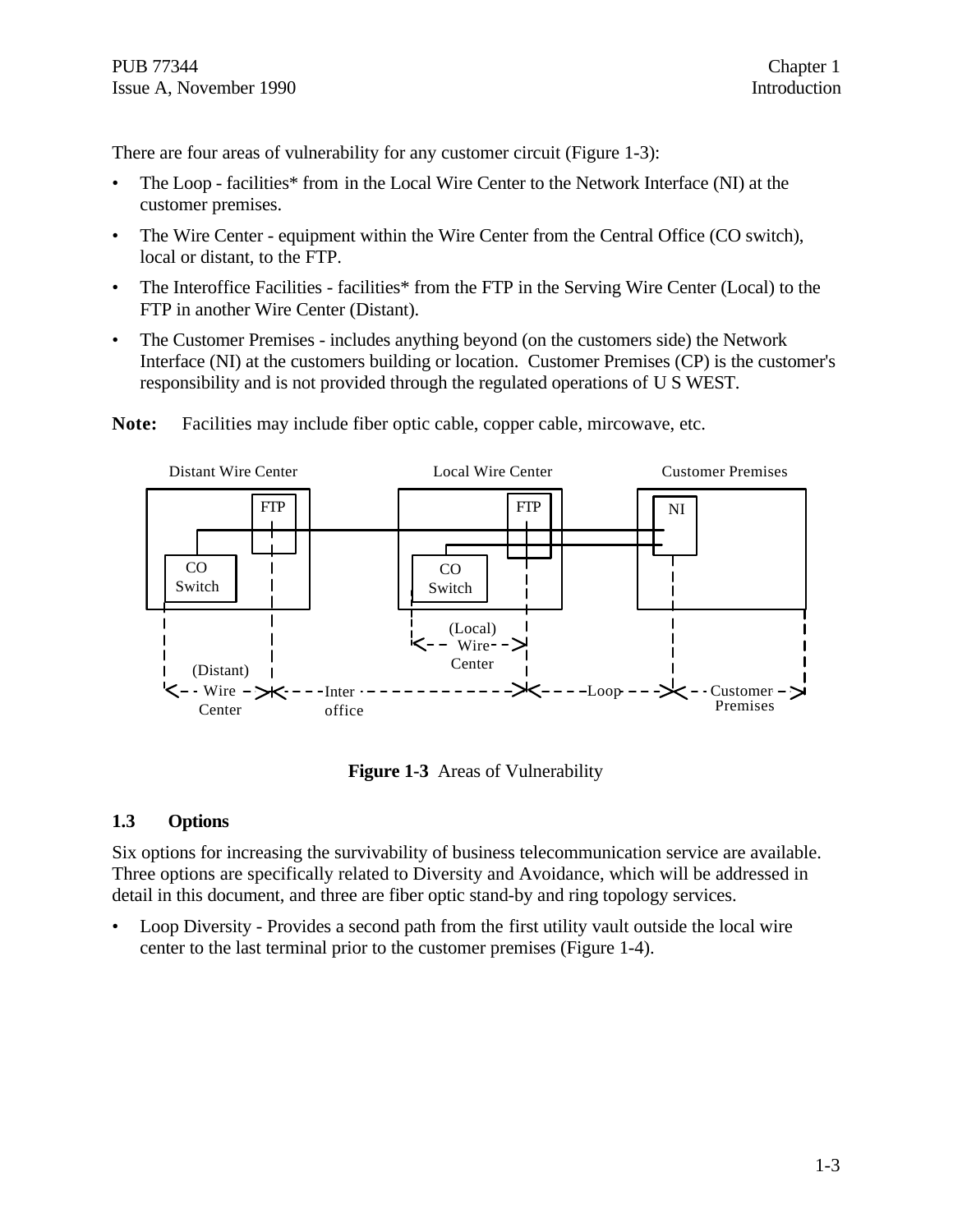There are four areas of vulnerability for any customer circuit (Figure 1-3):

- The Loop - facilities* from in the Local Wire Center to the Network Interface (NI) at the customer premises.
- The Wire Center - equipment within the Wire Center from the Central Office (CO switch), local or distant, to the FTP.
- The Interoffice Facilities - facilities* from the FTP in the Serving Wire Center (Local) to the FTP in another Wire Center (Distant).
- The Customer Premises - includes anything beyond (on the customers side) the Network Interface (NI) at the customers building or location. Customer Premises (CP) is the customer's responsibility and is not provided through the regulated operations of U S WEST.

**Note:** Facilities may include fiber optic cable, copper cable, mircowave, etc.

**Figure 1-3** Areas of Vulnerability

## 1.3 Options

Six options for increasing the survivability of business telecommunication service are available. Three options are specifically related to Diversity and Avoidance, which will be addressed in detail in this document, and three are fiber optic stand-by and ring topology services.

- Loop Diversity - Provides a second path from the first utility vault outside the local wire center to the last terminal prior to the customer premises (Figure 1-4).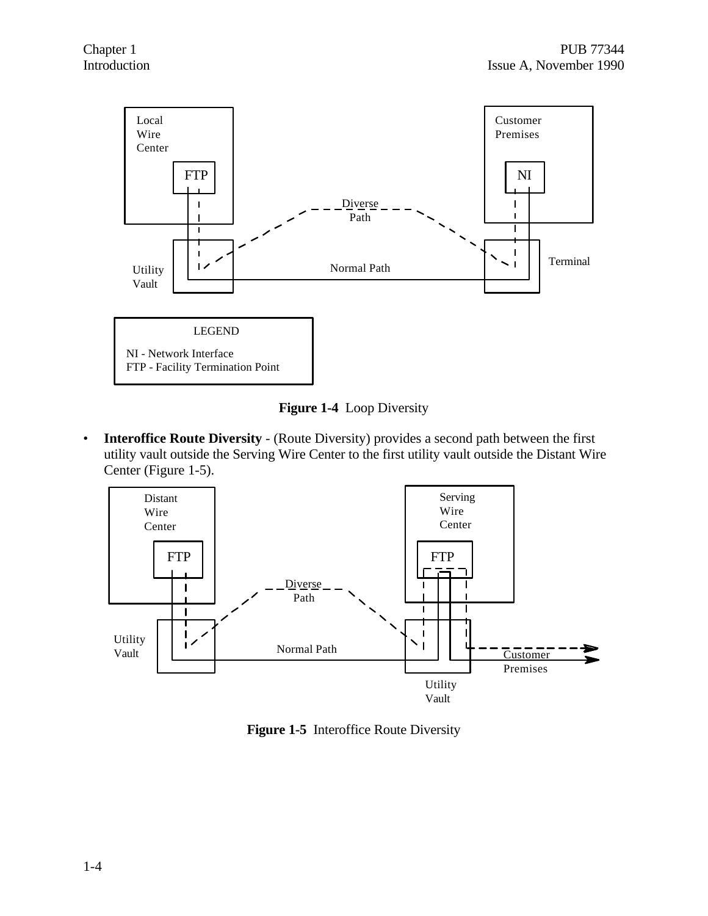Local Wire Center

FTP

Customer Premises

NI

Diverse Path

Utility Vault

Normal Path

Terminal

LEGEND

NI - Network Interface
FTP - Facility Termination Point

**Figure 1-4** Loop Diversity

- **Interoffice Route Diversity** - (Route Diversity) provides a second path between the first utility vault outside the Serving Wire Center to the first utility vault outside the Distant Wire Center (Figure 1-5).

Distant Wire Center

FTP

Serving Wire Center

FTP

Diverse Path

Utility Vault

Normal Path

Customer Premises

Utility Vault

**Figure 1-5** Interoffice Route Diversity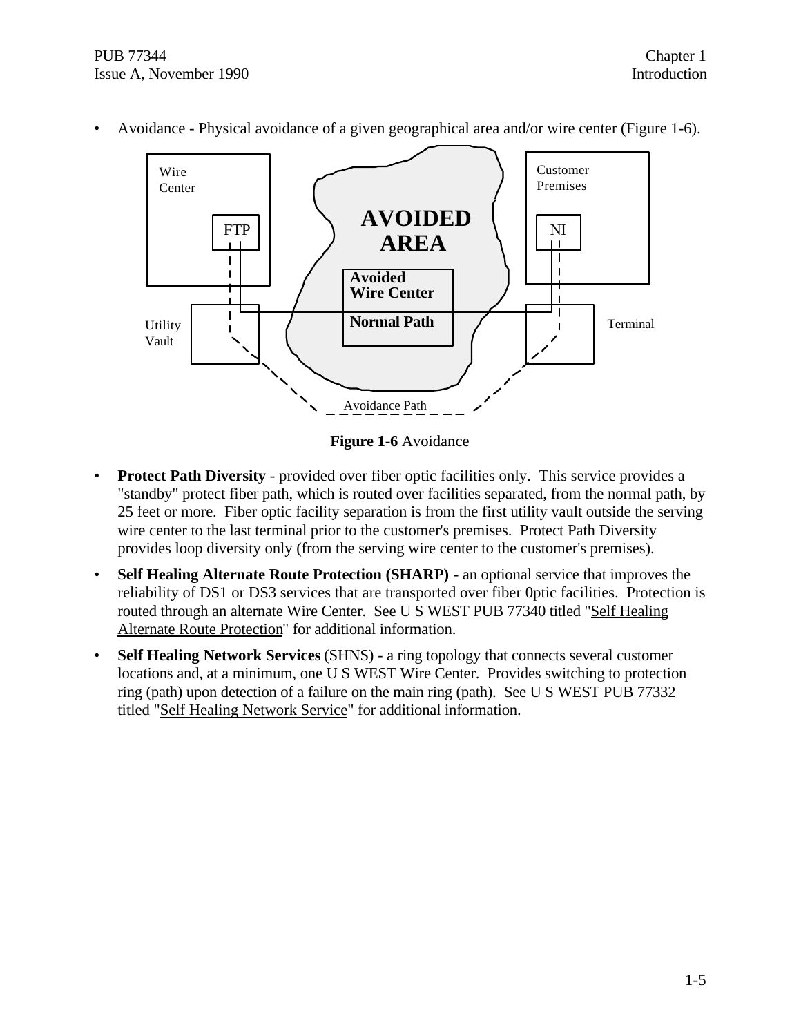- Avoidance - Physical avoidance of a given geographical area and/or wire center (Figure 1-6).

**Figure 1-6** Avoidance

- **Protect Path Diversity** - provided over fiber optic facilities only. This service provides a "standby" protect fiber path, which is routed over facilities separated, from the normal path, by 25 feet or more. Fiber optic facility separation is from the first utility vault outside the serving wire center to the last terminal prior to the customer's premises. Protect Path Diversity provides loop diversity only (from the serving wire center to the customer's premises).
- **Self Healing Alternate Route Protection (SHARP)** - an optional service that improves the reliability of DS1 or DS3 services that are transported over fiber 0ptic facilities. Protection is routed through an alternate Wire Center. See U S WEST PUB 77340 titled "Self Healing Alternate Route Protection" for additional information.
- **Self Healing Network Services** (SHNS) - a ring topology that connects several customer locations and, at a minimum, one U S WEST Wire Center. Provides switching to protection ring (path) upon detection of a failure on the main ring (path). See U S WEST PUB 77332 titled "Self Healing Network Service" for additional information.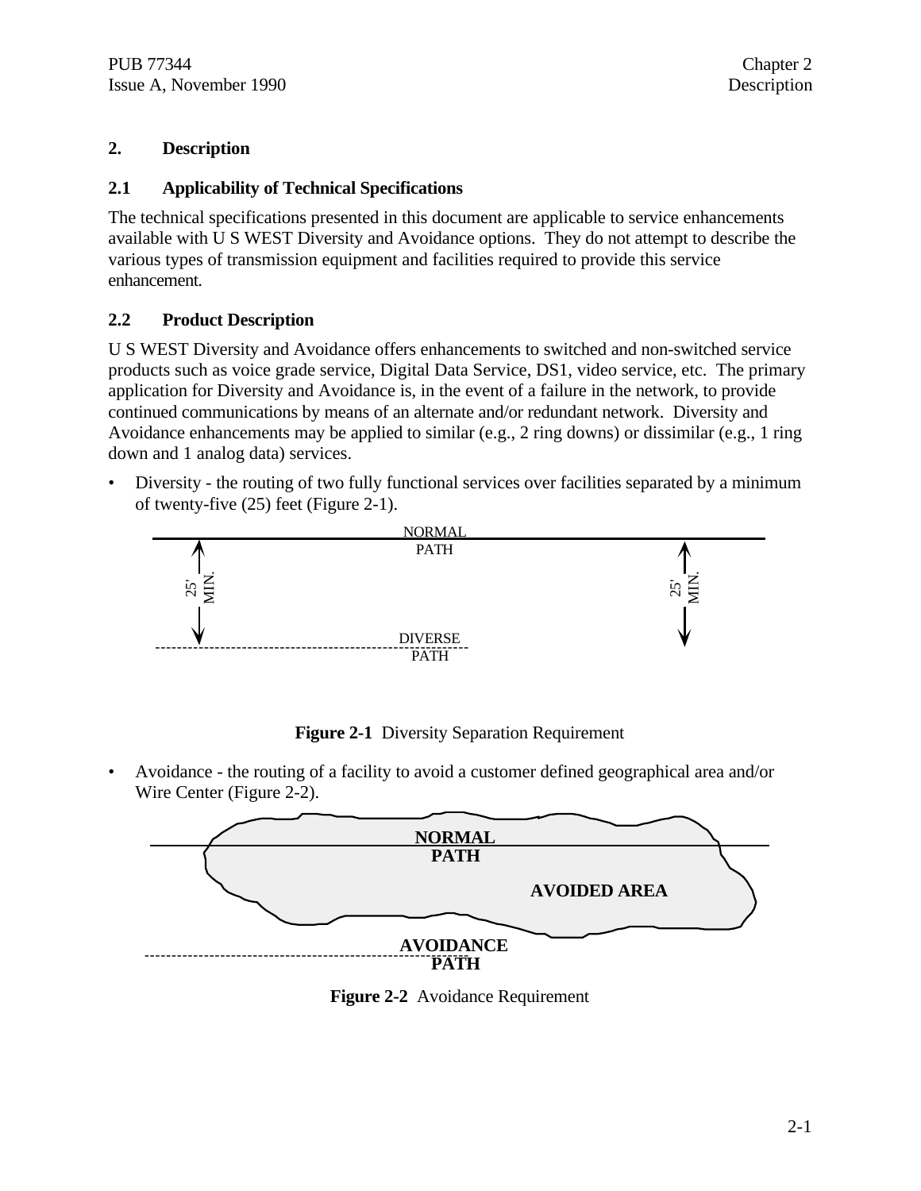# 2. Description

## 2.1 Applicability of Technical Specifications

The technical specifications presented in this document are applicable to service enhancements available with U S WEST Diversity and Avoidance options. They do not attempt to describe the various types of transmission equipment and facilities required to provide this service enhancement.

## 2.2 Product Description

U S WEST Diversity and Avoidance offers enhancements to switched and non-switched service products such as voice grade service, Digital Data Service, DS1, video service, etc. The primary application for Diversity and Avoidance is, in the event of a failure in the network, to provide continued communications by means of an alternate and/or redundant network. Diversity and Avoidance enhancements may be applied to similar (e.g., 2 ring downs) or dissimilar (e.g., 1 ring down and 1 analog data) services.

- Diversity - the routing of two fully functional services over facilities separated by a minimum of twenty-five (25) feet (Figure 2-1).

NORMAL PATH

25' MIN.

25' MIN.

DIVERSE PATH

**Figure 2-1** Diversity Separation Requirement

- Avoidance - the routing of a facility to avoid a customer defined geographical area and/or Wire Center (Figure 2-2).

**NORMAL PATH**

**AVOIDED AREA**

**AVOIDANCE PATH**

**Figure 2-2** Avoidance Requirement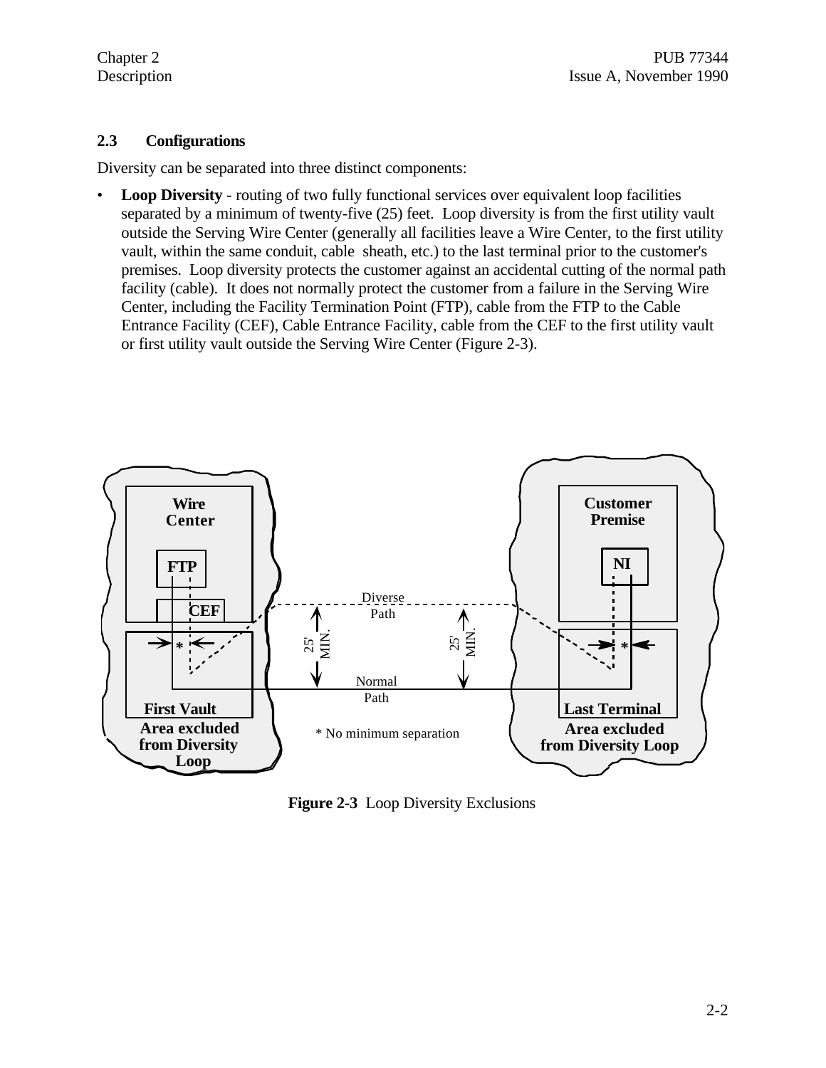## 2.3 Configurations

Diversity can be separated into three distinct components:

- **Loop Diversity** - routing of two fully functional services over equivalent loop facilities separated by a minimum of twenty-five (25) feet. Loop diversity is from the first utility vault outside the Serving Wire Center (generally all facilities leave a Wire Center, to the first utility vault, within the same conduit, cable sheath, etc.) to the last terminal prior to the customer's premises. Loop diversity protects the customer against an accidental cutting of the normal path facility (cable). It does not normally protect the customer from a failure in the Serving Wire Center, including the Facility Termination Point (FTP), cable from the FTP to the Cable Entrance Facility (CEF), Cable Entrance Facility, cable from the CEF to the first utility vault or first utility vault outside the Serving Wire Center (Figure 2-3).

**Figure 2-3** Loop Diversity Exclusions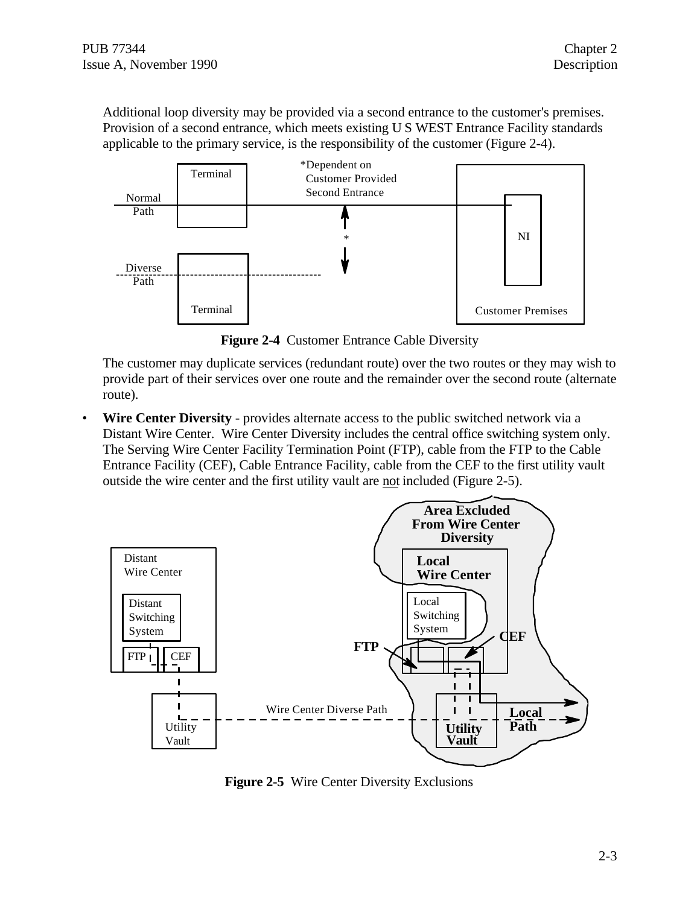Additional loop diversity may be provided via a second entrance to the customer's premises. Provision of a second entrance, which meets existing U S WEST Entrance Facility standards applicable to the primary service, is the responsibility of the customer (Figure 2-4).

**Figure 2-4** Customer Entrance Cable Diversity

The customer may duplicate services (redundant route) over the two routes or they may wish to provide part of their services over one route and the remainder over the second route (alternate route).

- **Wire Center Diversity** - provides alternate access to the public switched network via a Distant Wire Center. Wire Center Diversity includes the central office switching system only. The Serving Wire Center Facility Termination Point (FTP), cable from the FTP to the Cable Entrance Facility (CEF), Cable Entrance Facility, cable from the CEF to the first utility vault outside the wire center and the first utility vault are not included (Figure 2-5).

**Figure 2-5** Wire Center Diversity Exclusions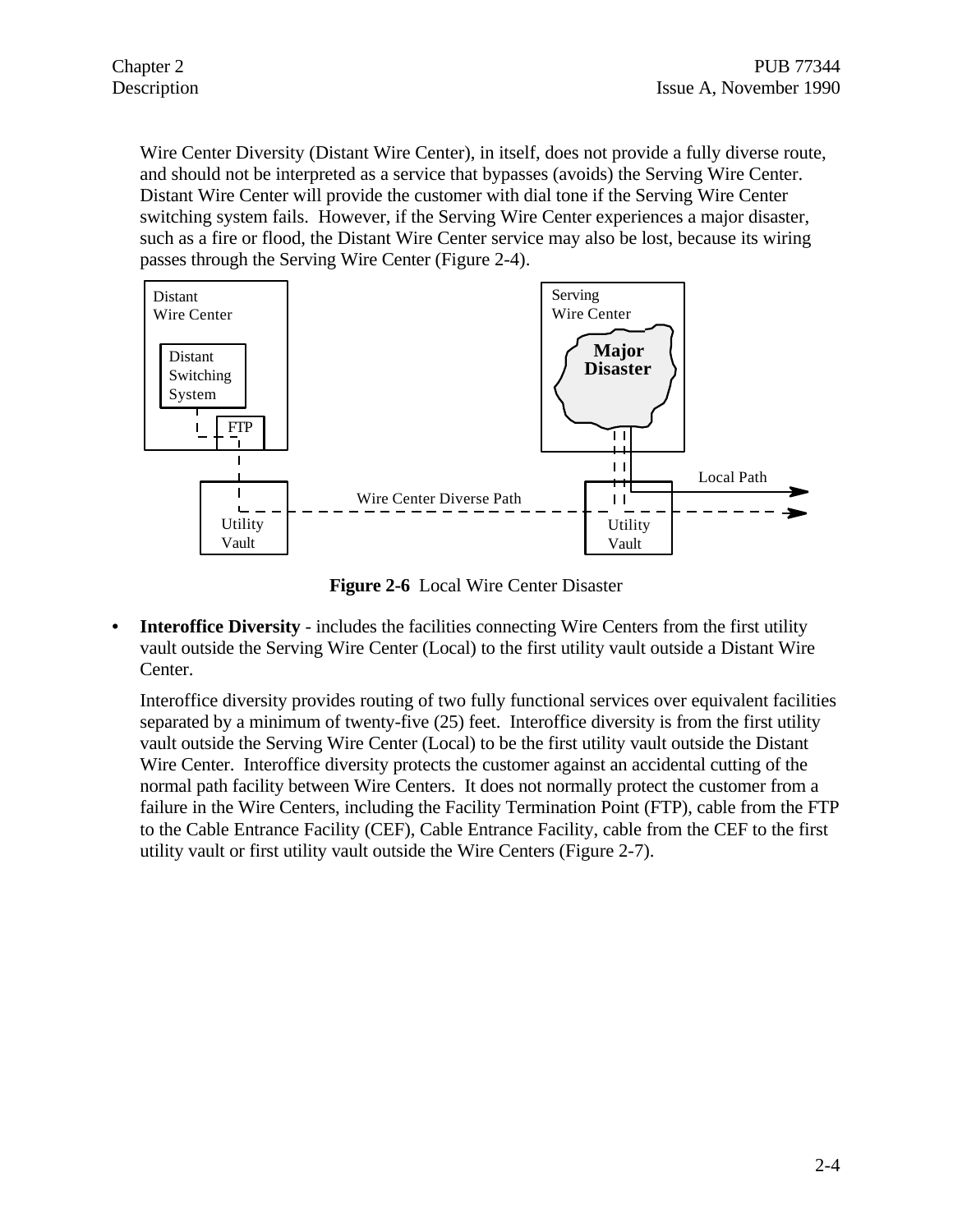Wire Center Diversity (Distant Wire Center), in itself, does not provide a fully diverse route, and should not be interpreted as a service that bypasses (avoids) the Serving Wire Center. Distant Wire Center will provide the customer with dial tone if the Serving Wire Center switching system fails. However, if the Serving Wire Center experiences a major disaster, such as a fire or flood, the Distant Wire Center service may also be lost, because its wiring passes through the Serving Wire Center (Figure 2-4).

**Figure 2-6** Local Wire Center Disaster

- **Interoffice Diversity** - includes the facilities connecting Wire Centers from the first utility vault outside the Serving Wire Center (Local) to the first utility vault outside a Distant Wire Center.

  Interoffice diversity provides routing of two fully functional services over equivalent facilities separated by a minimum of twenty-five (25) feet. Interoffice diversity is from the first utility vault outside the Serving Wire Center (Local) to be the first utility vault outside the Distant Wire Center. Interoffice diversity protects the customer against an accidental cutting of the normal path facility between Wire Centers. It does not normally protect the customer from a failure in the Wire Centers, including the Facility Termination Point (FTP), cable from the FTP to the Cable Entrance Facility (CEF), Cable Entrance Facility, cable from the CEF to the first utility vault or first utility vault outside the Wire Centers (Figure 2-7).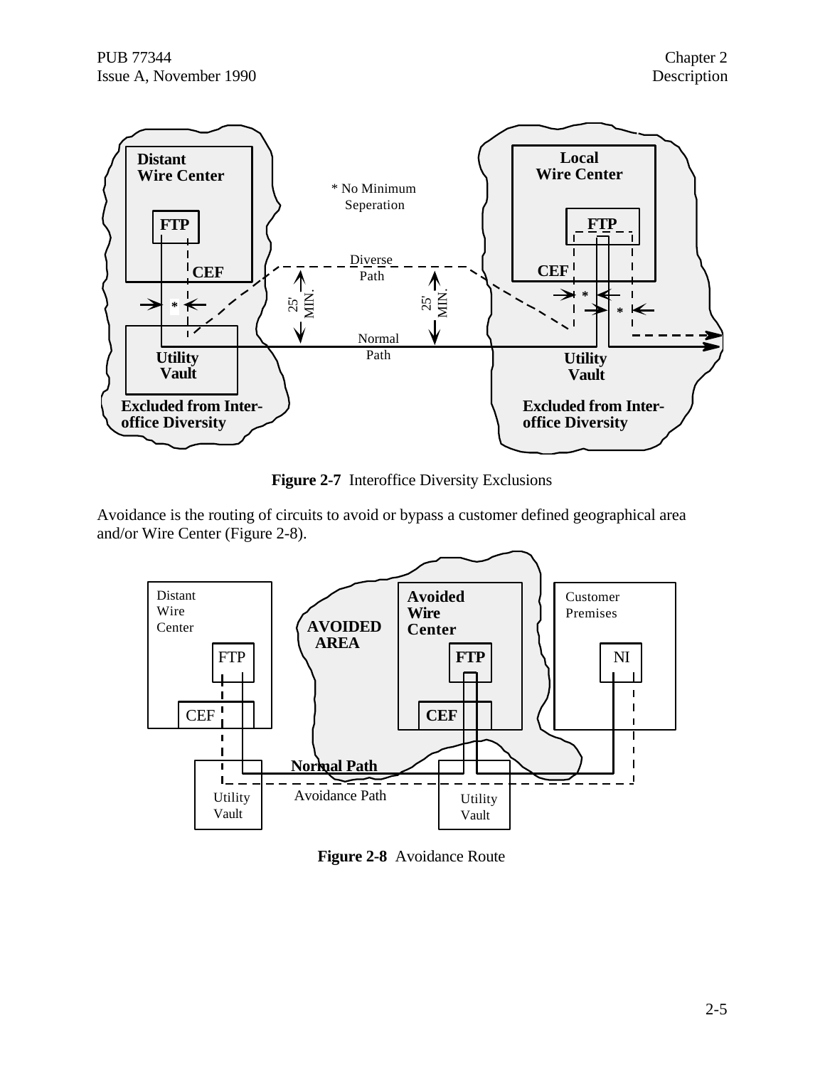**Figure 2-7** Interoffice Diversity Exclusions

Avoidance is the routing of circuits to avoid or bypass a customer defined geographical area and/or Wire Center (Figure 2-8).

**Figure 2-8** Avoidance Route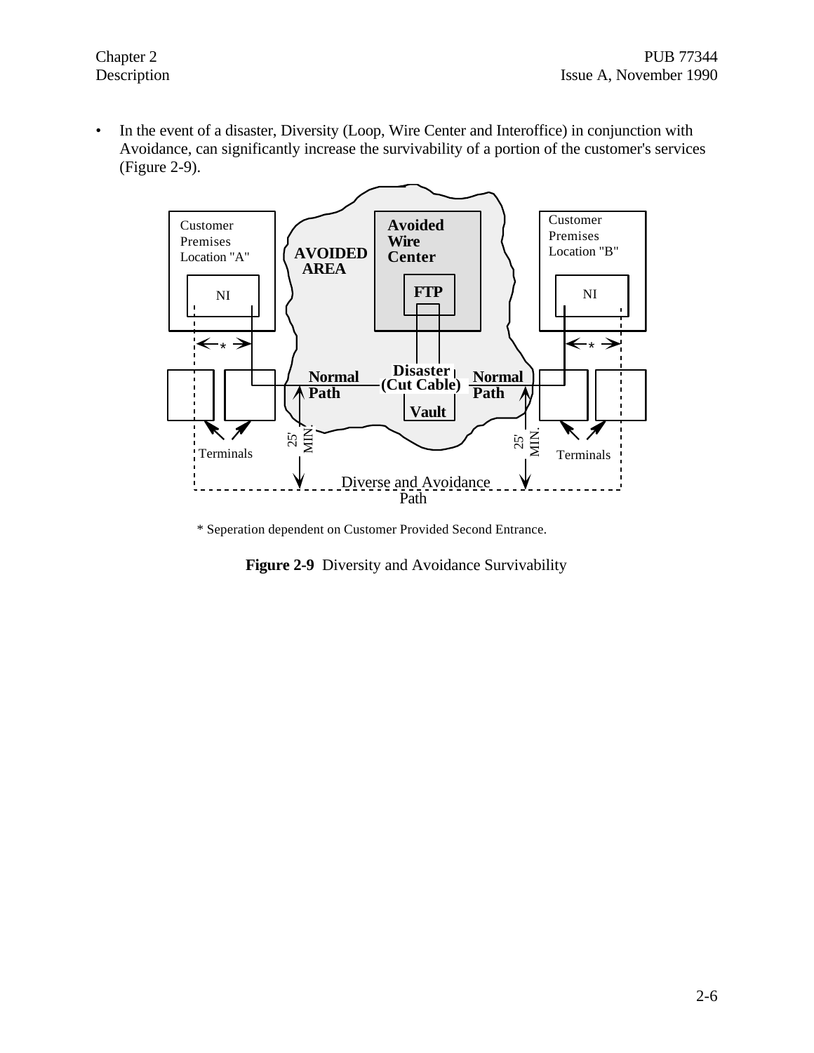- In the event of a disaster, Diversity (Loop, Wire Center and Interoffice) in conjunction with Avoidance, can significantly increase the survivability of a portion of the customer's services (Figure 2-9).

Customer Premises Location "A"

NI

AVOIDED AREA

Avoided Wire Center

FTP

Customer Premises Location "B"

NI

*

*

Normal Path

Disaster (Cut Cable)

Normal Path

Vault

25' MIN.

25' MIN.

Terminals

Terminals

Diverse and Avoidance Path

* Seperation dependent on Customer Provided Second Entrance.

**Figure 2-9** Diversity and Avoidance Survivability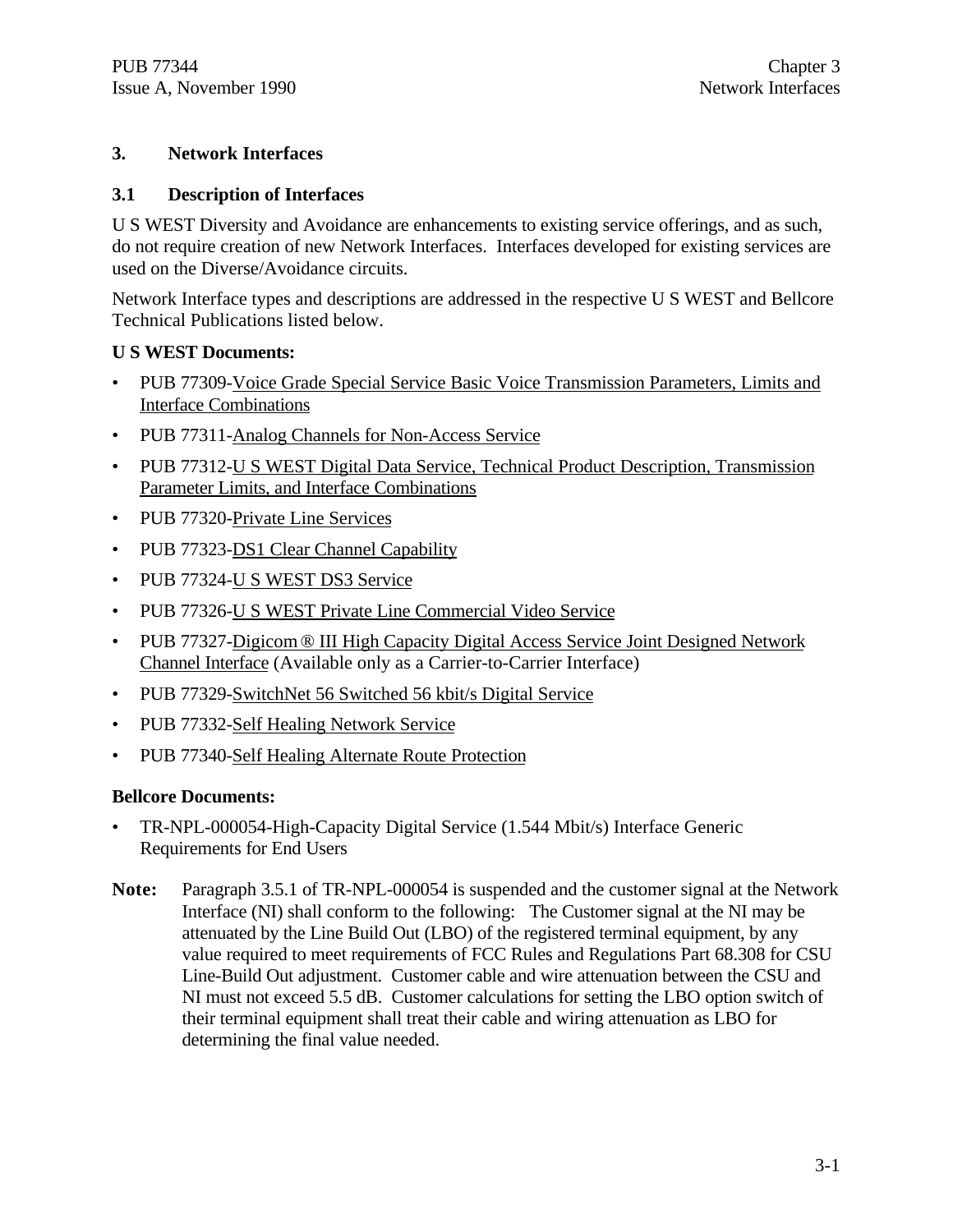# 3. Network Interfaces

## 3.1 Description of Interfaces

U S WEST Diversity and Avoidance are enhancements to existing service offerings, and as such, do not require creation of new Network Interfaces. Interfaces developed for existing services are used on the Diverse/Avoidance circuits.

Network Interface types and descriptions are addressed in the respective U S WEST and Bellcore Technical Publications listed below.

**U S WEST Documents:**

- PUB 77309-Voice Grade Special Service Basic Voice Transmission Parameters, Limits and Interface Combinations
- PUB 77311-Analog Channels for Non-Access Service
- PUB 77312-U S WEST Digital Data Service, Technical Product Description, Transmission Parameter Limits, and Interface Combinations
- PUB 77320-Private Line Services
- PUB 77323-DS1 Clear Channel Capability
- PUB 77324-U S WEST DS3 Service
- PUB 77326-U S WEST Private Line Commercial Video Service
- PUB 77327-Digicom ® III High Capacity Digital Access Service Joint Designed Network Channel Interface (Available only as a Carrier-to-Carrier Interface)
- PUB 77329-SwitchNet 56 Switched 56 kbit/s Digital Service
- PUB 77332-Self Healing Network Service
- PUB 77340-Self Healing Alternate Route Protection

**Bellcore Documents:**

- TR-NPL-000054-High-Capacity Digital Service (1.544 Mbit/s) Interface Generic Requirements for End Users

**Note:** Paragraph 3.5.1 of TR-NPL-000054 is suspended and the customer signal at the Network Interface (NI) shall conform to the following: The Customer signal at the NI may be attenuated by the Line Build Out (LBO) of the registered terminal equipment, by any value required to meet requirements of FCC Rules and Regulations Part 68.308 for CSU Line-Build Out adjustment. Customer cable and wire attenuation between the CSU and NI must not exceed 5.5 dB. Customer calculations for setting the LBO option switch of their terminal equipment shall treat their cable and wiring attenuation as LBO for determining the final value needed.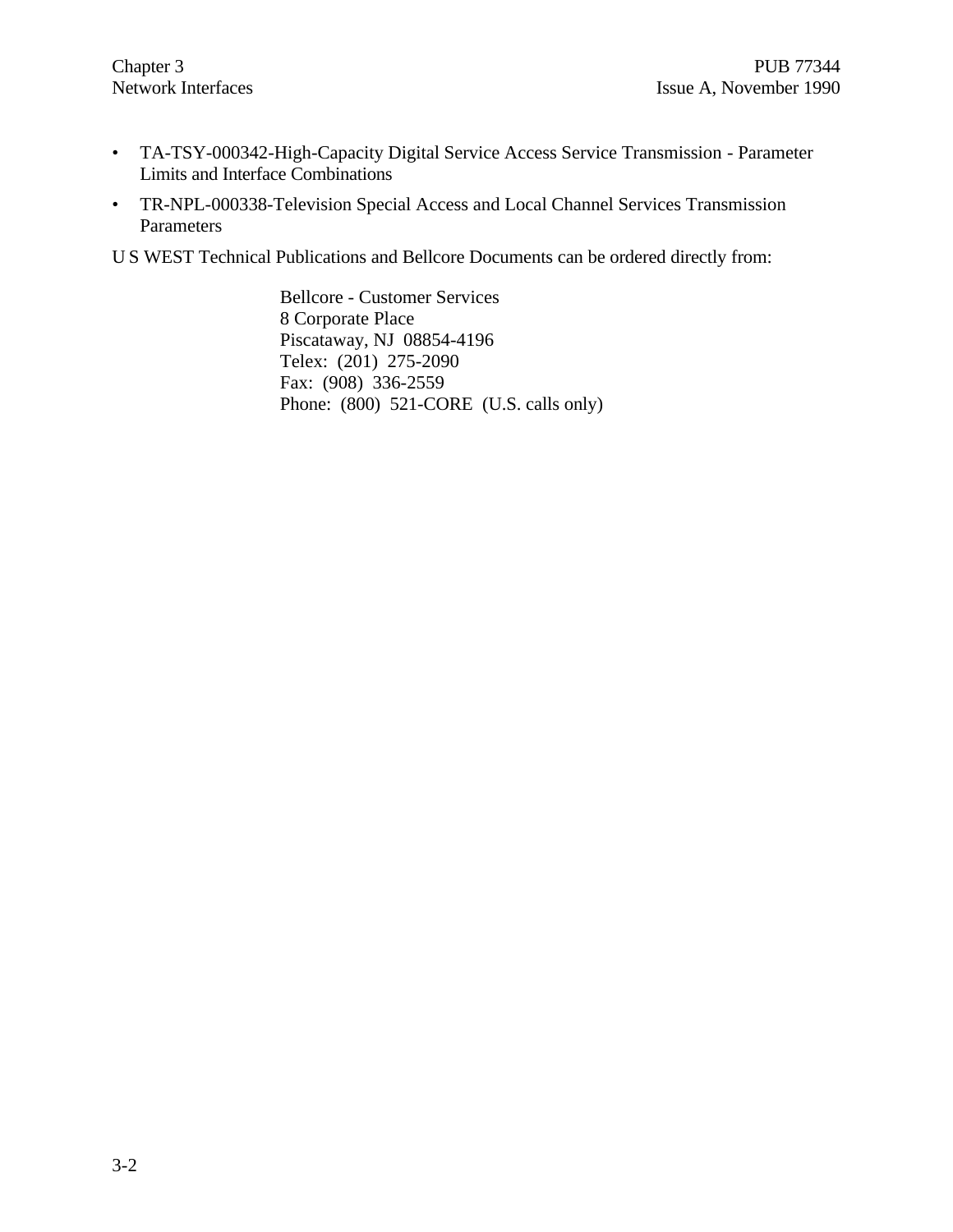- TA-TSY-000342-High-Capacity Digital Service Access Service Transmission - Parameter Limits and Interface Combinations
- TR-NPL-000338-Television Special Access and Local Channel Services Transmission Parameters

U S WEST Technical Publications and Bellcore Documents can be ordered directly from:

> Bellcore - Customer Services
> 8 Corporate Place
> Piscataway, NJ 08854-4196
> Telex: (201) 275-2090
> Fax: (908) 336-2559
> Phone: (800) 521-CORE (U.S. calls only)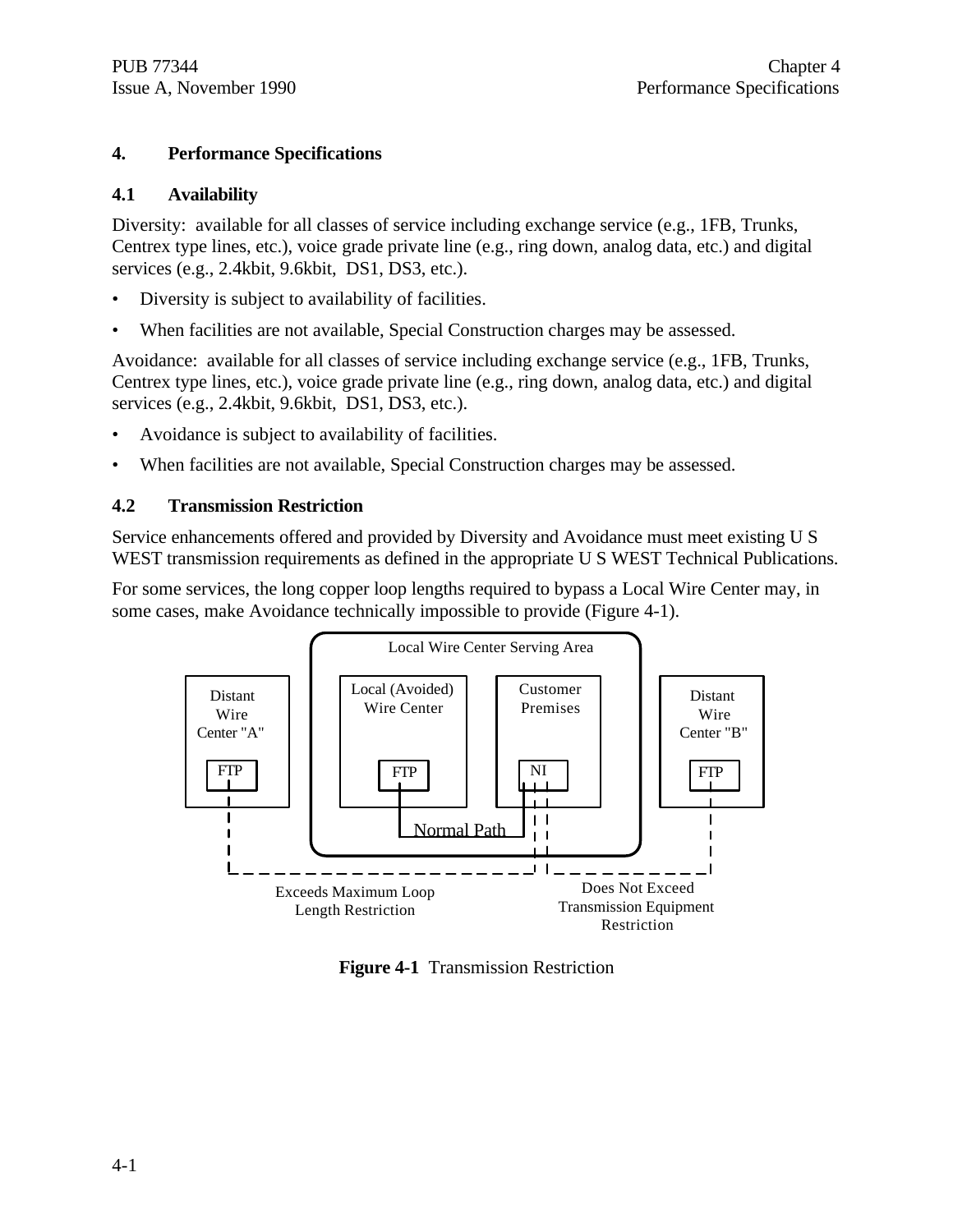# 4. Performance Specifications

## 4.1 Availability

Diversity: available for all classes of service including exchange service (e.g., 1FB, Trunks, Centrex type lines, etc.), voice grade private line (e.g., ring down, analog data, etc.) and digital services (e.g., 2.4kbit, 9.6kbit, DS1, DS3, etc.).

- Diversity is subject to availability of facilities.
- When facilities are not available, Special Construction charges may be assessed.

Avoidance: available for all classes of service including exchange service (e.g., 1FB, Trunks, Centrex type lines, etc.), voice grade private line (e.g., ring down, analog data, etc.) and digital services (e.g., 2.4kbit, 9.6kbit, DS1, DS3, etc.).

- Avoidance is subject to availability of facilities.
- When facilities are not available, Special Construction charges may be assessed.

## 4.2 Transmission Restriction

Service enhancements offered and provided by Diversity and Avoidance must meet existing U S WEST transmission requirements as defined in the appropriate U S WEST Technical Publications.

For some services, the long copper loop lengths required to bypass a Local Wire Center may, in some cases, make Avoidance technically impossible to provide (Figure 4-1).

Local Wire Center Serving Area

Distant Wire Center "A" — FTP

Local (Avoided) Wire Center — FTP

Customer Premises — NI

Distant Wire Center "B" — FTP

Normal Path

Exceeds Maximum Loop Length Restriction

Does Not Exceed Transmission Equipment Restriction

**Figure 4-1** Transmission Restriction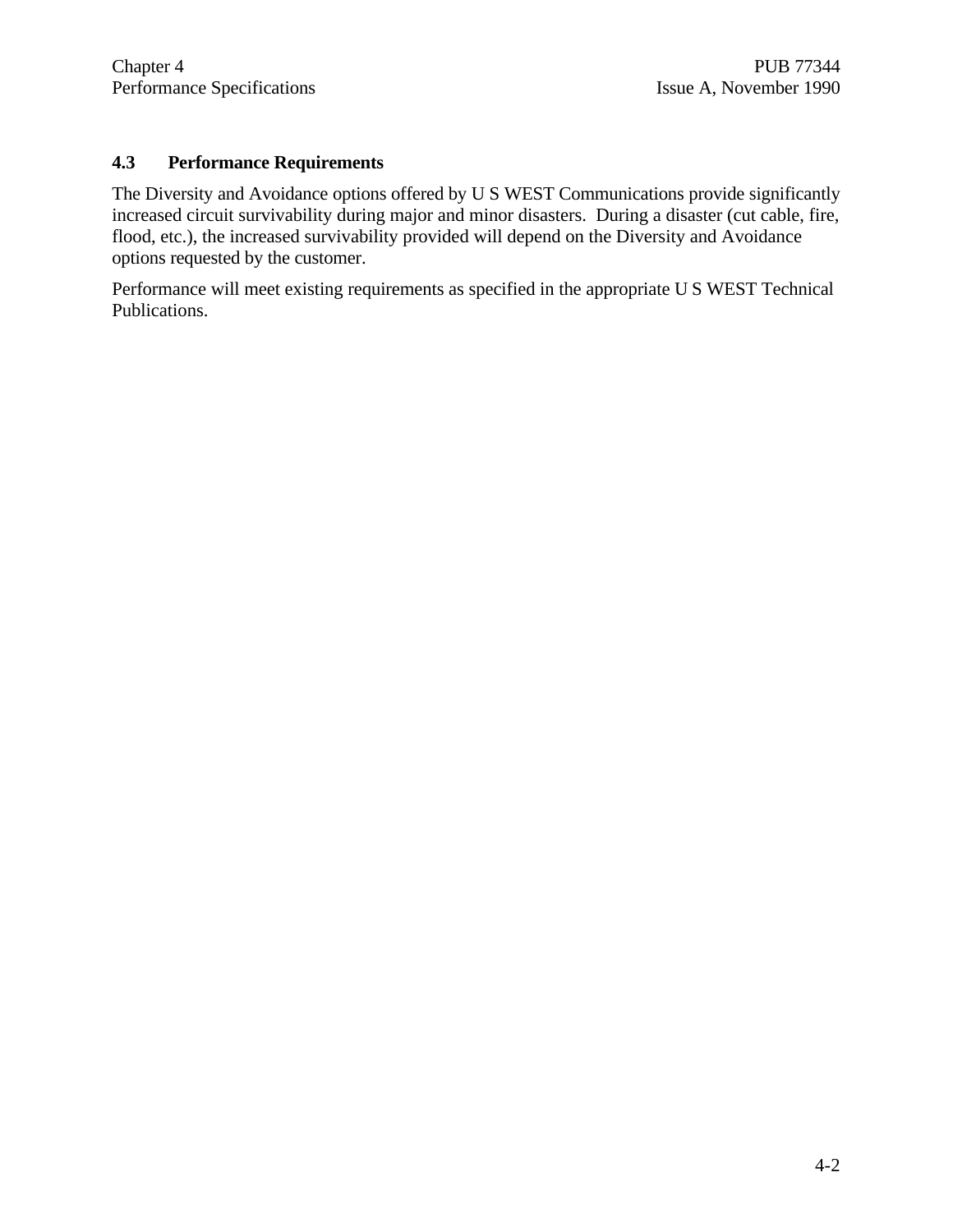### 4.3 Performance Requirements

The Diversity and Avoidance options offered by U S WEST Communications provide significantly increased circuit survivability during major and minor disasters. During a disaster (cut cable, fire, flood, etc.), the increased survivability provided will depend on the Diversity and Avoidance options requested by the customer.

Performance will meet existing requirements as specified in the appropriate U S WEST Technical Publications.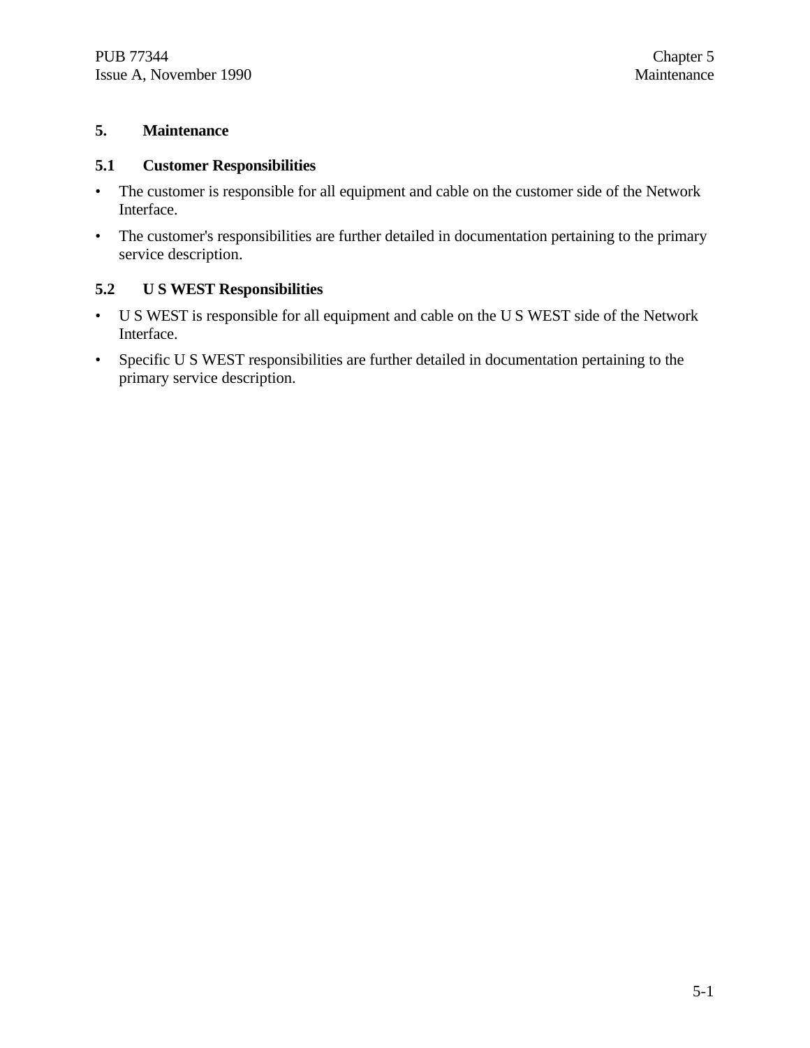# 5. Maintenance

## 5.1 Customer Responsibilities

- The customer is responsible for all equipment and cable on the customer side of the Network Interface.
- The customer's responsibilities are further detailed in documentation pertaining to the primary service description.

## 5.2 U S WEST Responsibilities

- U S WEST is responsible for all equipment and cable on the U S WEST side of the Network Interface.
- Specific U S WEST responsibilities are further detailed in documentation pertaining to the primary service description.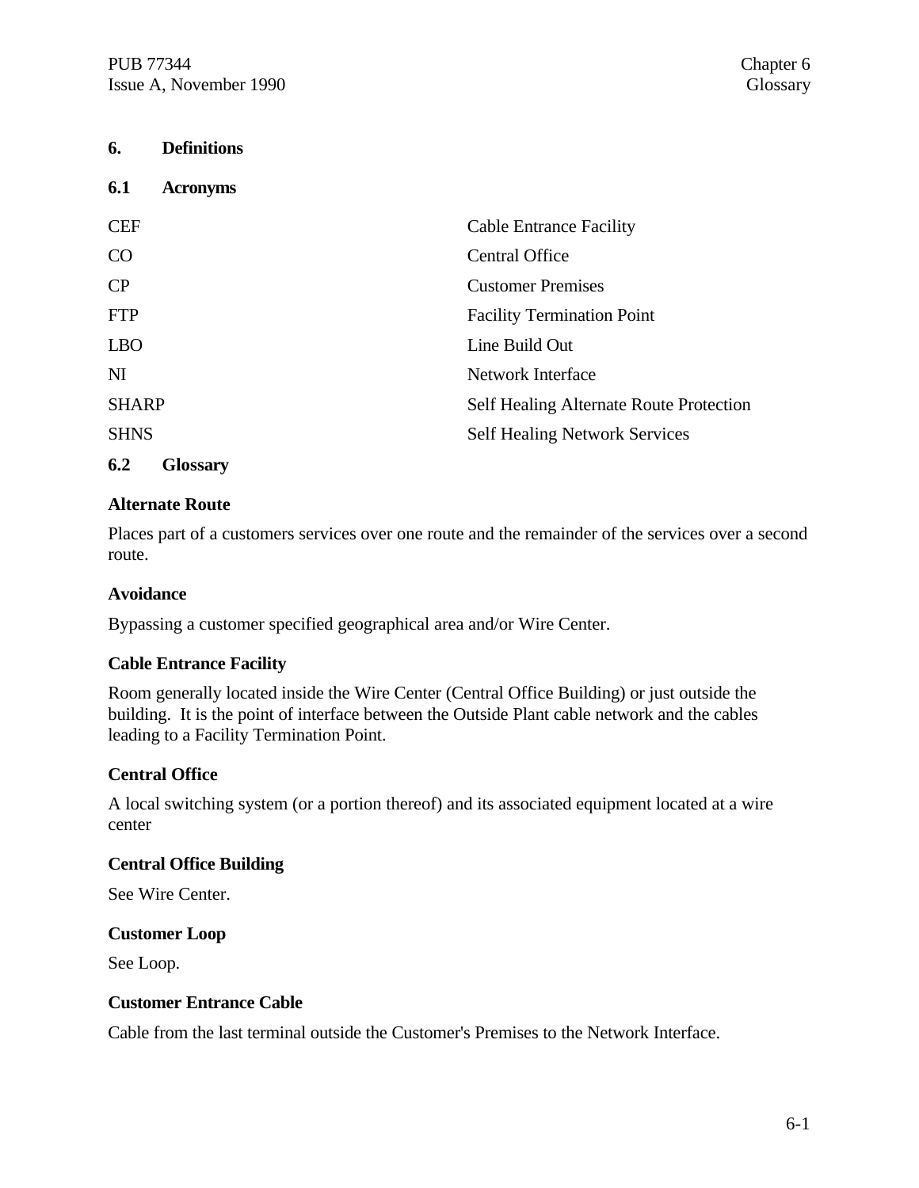## 6. Definitions

### 6.1 Acronyms

| | |
|---|---|
| CEF | Cable Entrance Facility |
| CO | Central Office |
| CP | Customer Premises |
| FTP | Facility Termination Point |
| LBO | Line Build Out |
| NI | Network Interface |
| SHARP | Self Healing Alternate Route Protection |
| SHNS | Self Healing Network Services |

### 6.2 Glossary

**Alternate Route**

Places part of a customers services over one route and the remainder of the services over a second route.

**Avoidance**

Bypassing a customer specified geographical area and/or Wire Center.

**Cable Entrance Facility**

Room generally located inside the Wire Center (Central Office Building) or just outside the building. It is the point of interface between the Outside Plant cable network and the cables leading to a Facility Termination Point.

**Central Office**

A local switching system (or a portion thereof) and its associated equipment located at a wire center

**Central Office Building**

See Wire Center.

**Customer Loop**

See Loop.

**Customer Entrance Cable**

Cable from the last terminal outside the Customer's Premises to the Network Interface.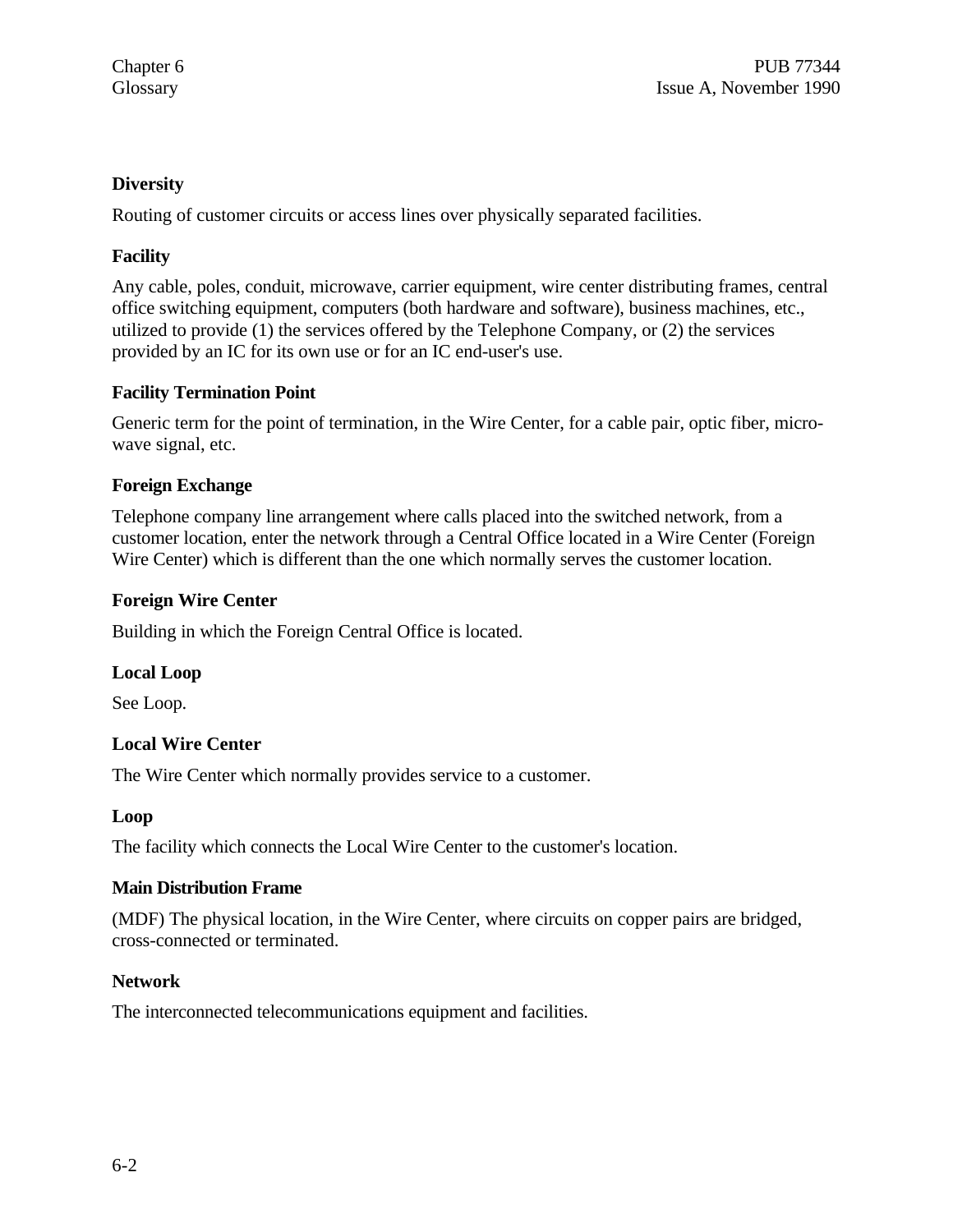### Diversity

Routing of customer circuits or access lines over physically separated facilities.

### Facility

Any cable, poles, conduit, microwave, carrier equipment, wire center distributing frames, central office switching equipment, computers (both hardware and software), business machines, etc., utilized to provide (1) the services offered by the Telephone Company, or (2) the services provided by an IC for its own use or for an IC end-user's use.

### Facility Termination Point

Generic term for the point of termination, in the Wire Center, for a cable pair, optic fiber, micro-wave signal, etc.

### Foreign Exchange

Telephone company line arrangement where calls placed into the switched network, from a customer location, enter the network through a Central Office located in a Wire Center (Foreign Wire Center) which is different than the one which normally serves the customer location.

### Foreign Wire Center

Building in which the Foreign Central Office is located.

### Local Loop

See Loop.

### Local Wire Center

The Wire Center which normally provides service to a customer.

### Loop

The facility which connects the Local Wire Center to the customer's location.

### Main Distribution Frame

(MDF) The physical location, in the Wire Center, where circuits on copper pairs are bridged, cross-connected or terminated.

### Network

The interconnected telecommunications equipment and facilities.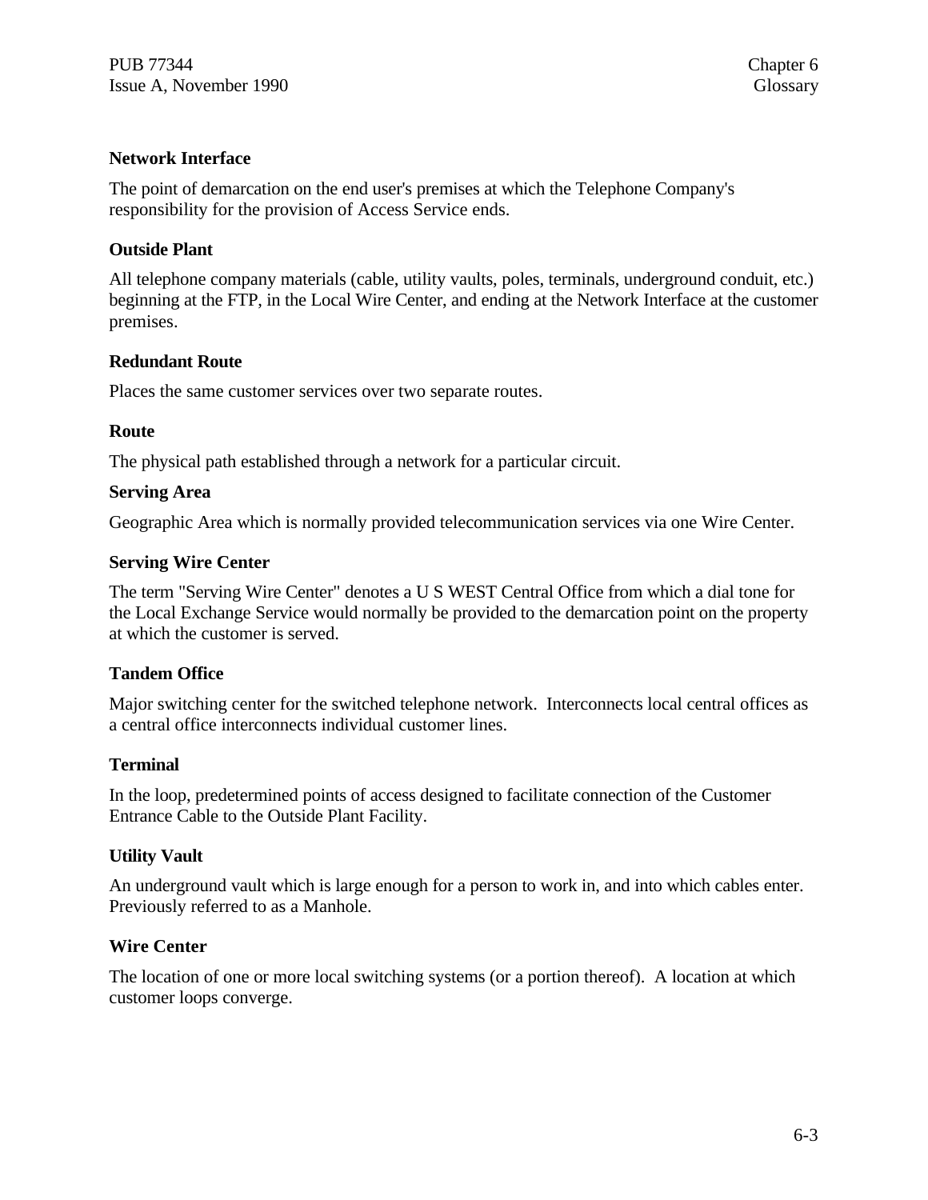**Network Interface**

The point of demarcation on the end user's premises at which the Telephone Company's responsibility for the provision of Access Service ends.

**Outside Plant**

All telephone company materials (cable, utility vaults, poles, terminals, underground conduit, etc.) beginning at the FTP, in the Local Wire Center, and ending at the Network Interface at the customer premises.

**Redundant Route**

Places the same customer services over two separate routes.

**Route**

The physical path established through a network for a particular circuit.

**Serving Area**

Geographic Area which is normally provided telecommunication services via one Wire Center.

**Serving Wire Center**

The term "Serving Wire Center" denotes a U S WEST Central Office from which a dial tone for the Local Exchange Service would normally be provided to the demarcation point on the property at which the customer is served.

**Tandem Office**

Major switching center for the switched telephone network. Interconnects local central offices as a central office interconnects individual customer lines.

**Terminal**

In the loop, predetermined points of access designed to facilitate connection of the Customer Entrance Cable to the Outside Plant Facility.

**Utility Vault**

An underground vault which is large enough for a person to work in, and into which cables enter. Previously referred to as a Manhole.

**Wire Center**

The location of one or more local switching systems (or a portion thereof). A location at which customer loops converge.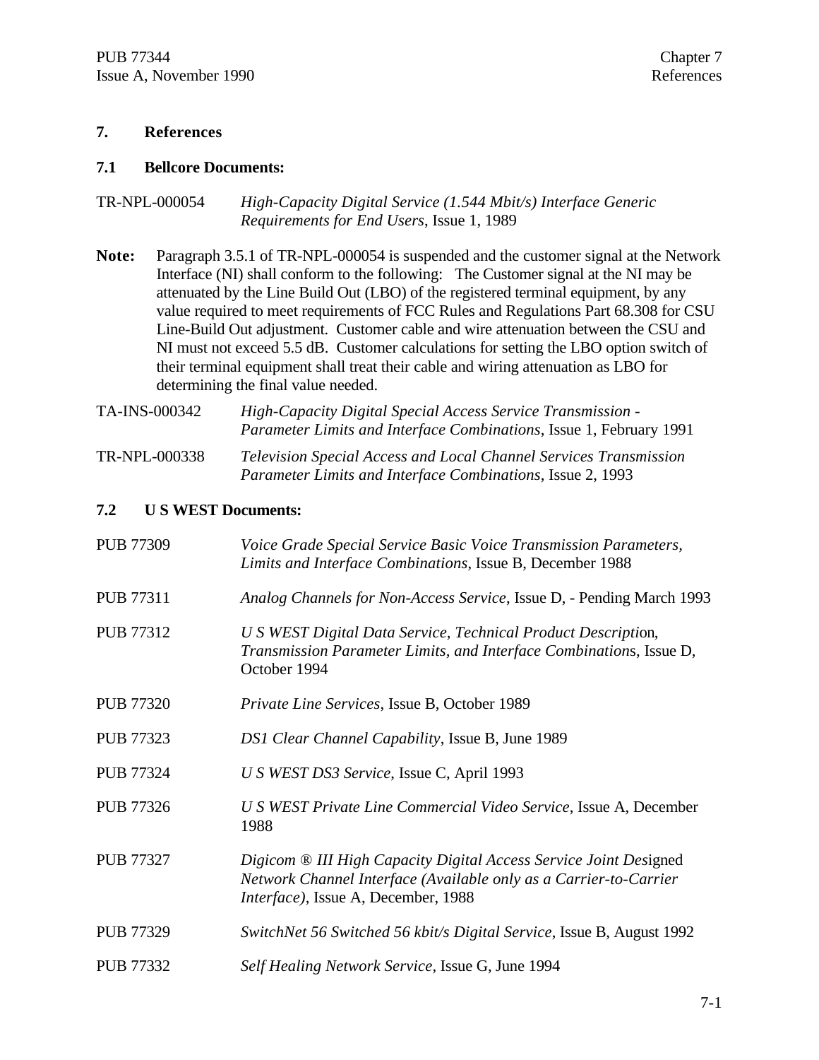# 7. References

## 7.1 Bellcore Documents:

TR-NPL-000054 — *High-Capacity Digital Service (1.544 Mbit/s) Interface Generic Requirements for End Users*, Issue 1, 1989

**Note:** Paragraph 3.5.1 of TR-NPL-000054 is suspended and the customer signal at the Network Interface (NI) shall conform to the following: The Customer signal at the NI may be attenuated by the Line Build Out (LBO) of the registered terminal equipment, by any value required to meet requirements of FCC Rules and Regulations Part 68.308 for CSU Line-Build Out adjustment. Customer cable and wire attenuation between the CSU and NI must not exceed 5.5 dB. Customer calculations for setting the LBO option switch of their terminal equipment shall treat their cable and wiring attenuation as LBO for determining the final value needed.

TA-INS-000342 — *High-Capacity Digital Special Access Service Transmission - Parameter Limits and Interface Combinations*, Issue 1, February 1991

TR-NPL-000338 — *Television Special Access and Local Channel Services Transmission Parameter Limits and Interface Combinations*, Issue 2, 1993

## 7.2 U S WEST Documents:

PUB 77309 — *Voice Grade Special Service Basic Voice Transmission Parameters, Limits and Interface Combinations*, Issue B, December 1988

PUB 77311 — *Analog Channels for Non-Access Service*, Issue D, - Pending March 1993

PUB 77312 — *U S WEST Digital Data Service, Technical Product Description, Transmission Parameter Limits, and Interface Combinations*, Issue D, October 1994

PUB 77320 — *Private Line Services*, Issue B, October 1989

PUB 77323 — *DS1 Clear Channel Capability*, Issue B, June 1989

PUB 77324 — *U S WEST DS3 Service*, Issue C, April 1993

PUB 77326 — *U S WEST Private Line Commercial Video Service*, Issue A, December 1988

PUB 77327 — *Digicom ® III High Capacity Digital Access Service Joint Designed Network Channel Interface (Available only as a Carrier-to-Carrier Interface)*, Issue A, December, 1988

PUB 77329 — *SwitchNet 56 Switched 56 kbit/s Digital Service*, Issue B, August 1992

PUB 77332 — *Self Healing Network Service*, Issue G, June 1994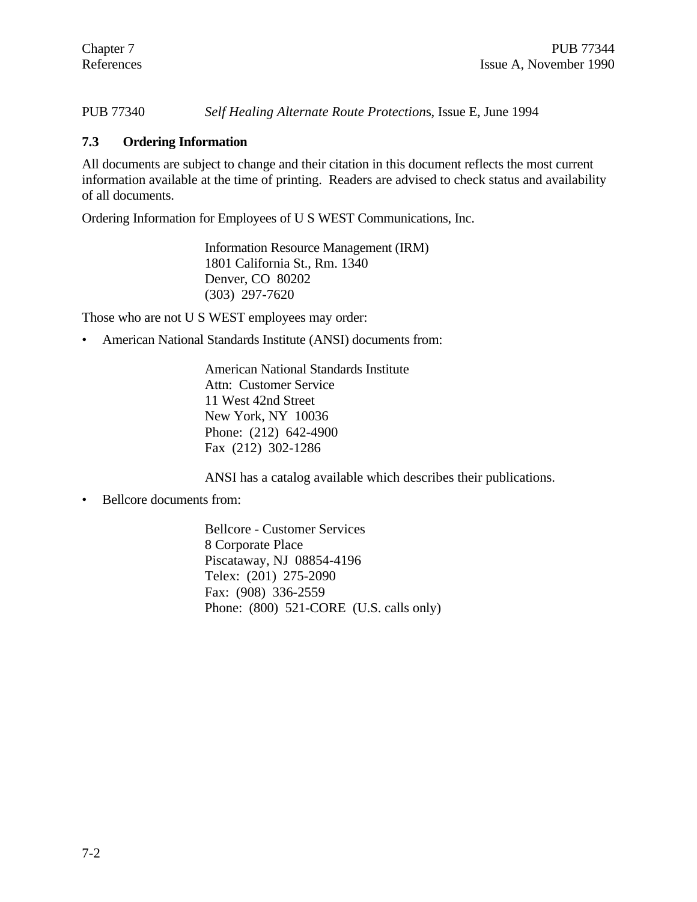PUB 77340 *Self Healing Alternate Route Protections*, Issue E, June 1994

### 7.3 Ordering Information

All documents are subject to change and their citation in this document reflects the most current information available at the time of printing. Readers are advised to check status and availability of all documents.

Ordering Information for Employees of U S WEST Communications, Inc.

> Information Resource Management (IRM)
> 1801 California St., Rm. 1340
> Denver, CO 80202
> (303) 297-7620

Those who are not U S WEST employees may order:

- American National Standards Institute (ANSI) documents from:

  > American National Standards Institute
  > Attn: Customer Service
  > 11 West 42nd Street
  > New York, NY 10036
  > Phone: (212) 642-4900
  > Fax (212) 302-1286

  ANSI has a catalog available which describes their publications.

- Bellcore documents from:

  > Bellcore - Customer Services
  > 8 Corporate Place
  > Piscataway, NJ 08854-4196
  > Telex: (201) 275-2090
  > Fax: (908) 336-2559
  > Phone: (800) 521-CORE (U.S. calls only)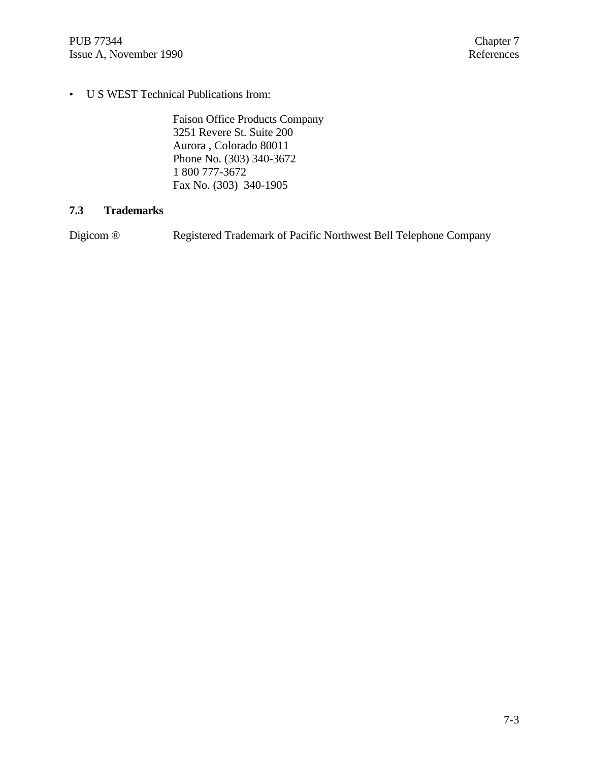- U S WEST Technical Publications from:

  Faison Office Products Company
  3251 Revere St. Suite 200
  Aurora , Colorado 80011
  Phone No. (303) 340-3672
  1 800 777-3672
  Fax No. (303) 340-1905

## 7.3 Trademarks

| | |
|---|---|
| Digicom ® | Registered Trademark of Pacific Northwest Bell Telephone Company |